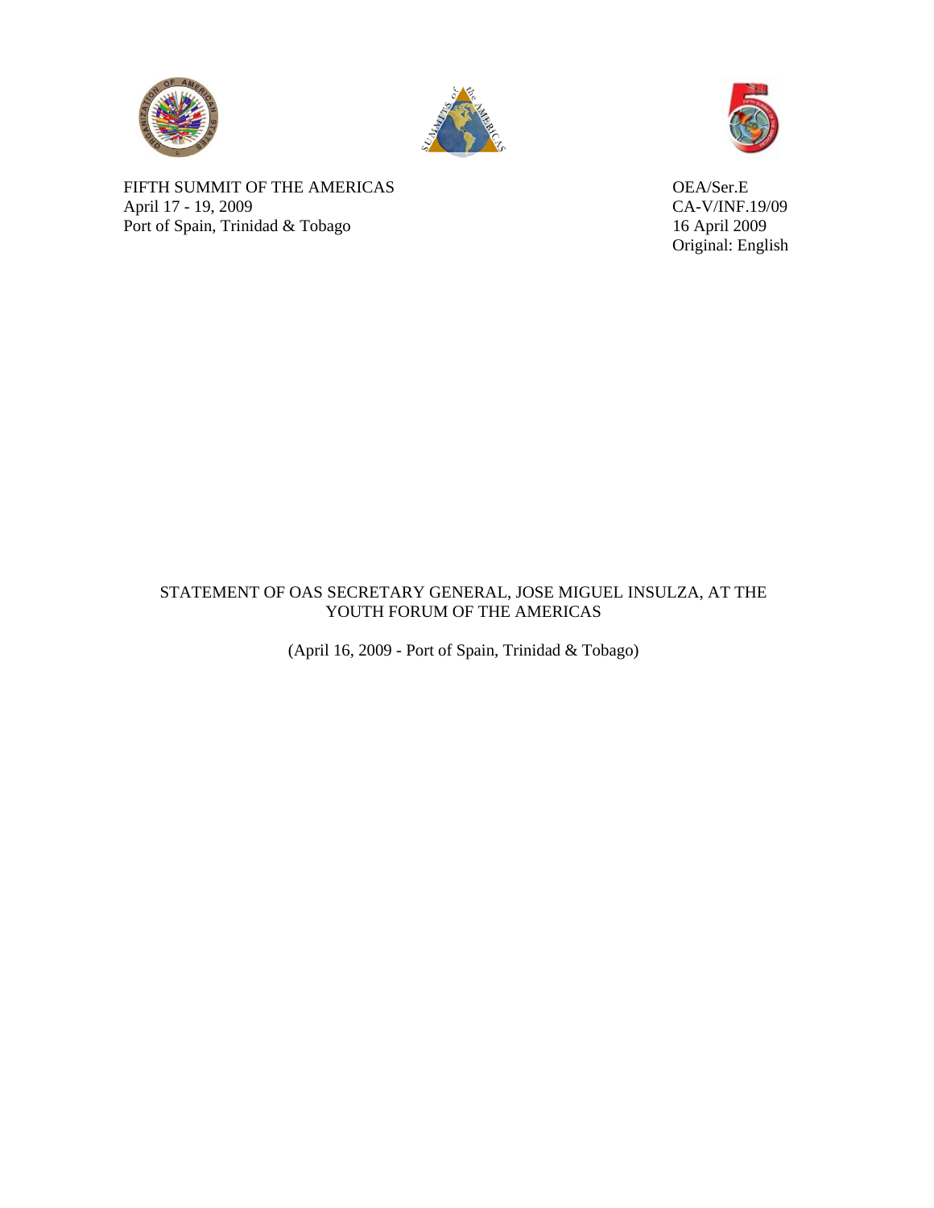FIFTH SUMMIT OF THE AMERICAS
April 17 - 19, 2009
Port of Spain, Trinidad & Tobago

OEA/Ser.E
CA-V/INF.19/09
16 April 2009
Original: English

# STATEMENT OF OAS SECRETARY GENERAL, JOSE MIGUEL INSULZA, AT THE YOUTH FORUM OF THE AMERICAS

(April 16, 2009 - Port of Spain, Trinidad & Tobago)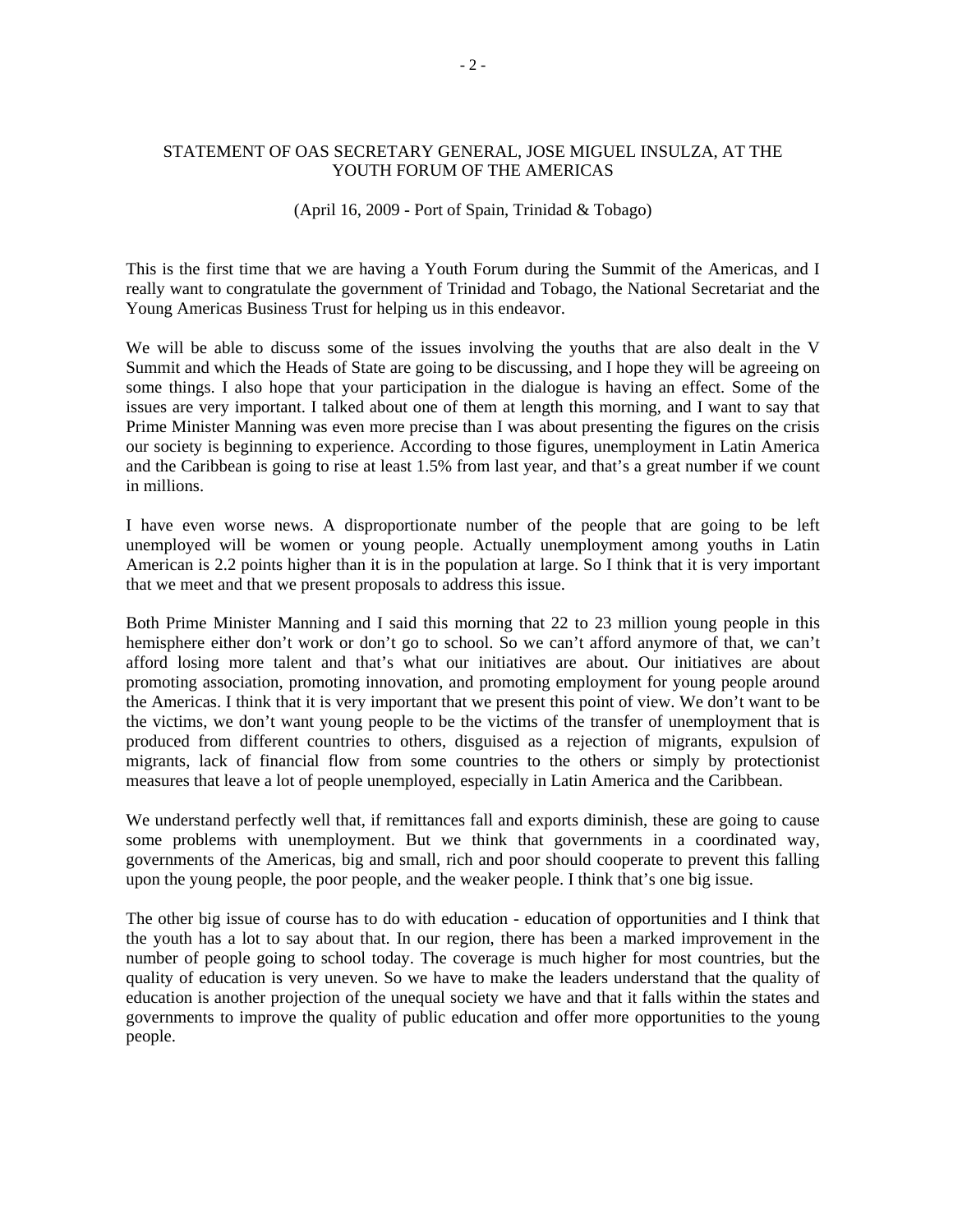STATEMENT OF OAS SECRETARY GENERAL, JOSE MIGUEL INSULZA, AT THE YOUTH FORUM OF THE AMERICAS

(April 16, 2009 - Port of Spain, Trinidad & Tobago)

This is the first time that we are having a Youth Forum during the Summit of the Americas, and I really want to congratulate the government of Trinidad and Tobago, the National Secretariat and the Young Americas Business Trust for helping us in this endeavor.

We will be able to discuss some of the issues involving the youths that are also dealt in the V Summit and which the Heads of State are going to be discussing, and I hope they will be agreeing on some things. I also hope that your participation in the dialogue is having an effect. Some of the issues are very important. I talked about one of them at length this morning, and I want to say that Prime Minister Manning was even more precise than I was about presenting the figures on the crisis our society is beginning to experience. According to those figures, unemployment in Latin America and the Caribbean is going to rise at least 1.5% from last year, and that's a great number if we count in millions.

I have even worse news. A disproportionate number of the people that are going to be left unemployed will be women or young people. Actually unemployment among youths in Latin American is 2.2 points higher than it is in the population at large. So I think that it is very important that we meet and that we present proposals to address this issue.

Both Prime Minister Manning and I said this morning that 22 to 23 million young people in this hemisphere either don't work or don't go to school. So we can't afford anymore of that, we can't afford losing more talent and that's what our initiatives are about. Our initiatives are about promoting association, promoting innovation, and promoting employment for young people around the Americas. I think that it is very important that we present this point of view. We don't want to be the victims, we don't want young people to be the victims of the transfer of unemployment that is produced from different countries to others, disguised as a rejection of migrants, expulsion of migrants, lack of financial flow from some countries to the others or simply by protectionist measures that leave a lot of people unemployed, especially in Latin America and the Caribbean.

We understand perfectly well that, if remittances fall and exports diminish, these are going to cause some problems with unemployment. But we think that governments in a coordinated way, governments of the Americas, big and small, rich and poor should cooperate to prevent this falling upon the young people, the poor people, and the weaker people. I think that's one big issue.

The other big issue of course has to do with education - education of opportunities and I think that the youth has a lot to say about that. In our region, there has been a marked improvement in the number of people going to school today. The coverage is much higher for most countries, but the quality of education is very uneven. So we have to make the leaders understand that the quality of education is another projection of the unequal society we have and that it falls within the states and governments to improve the quality of public education and offer more opportunities to the young people.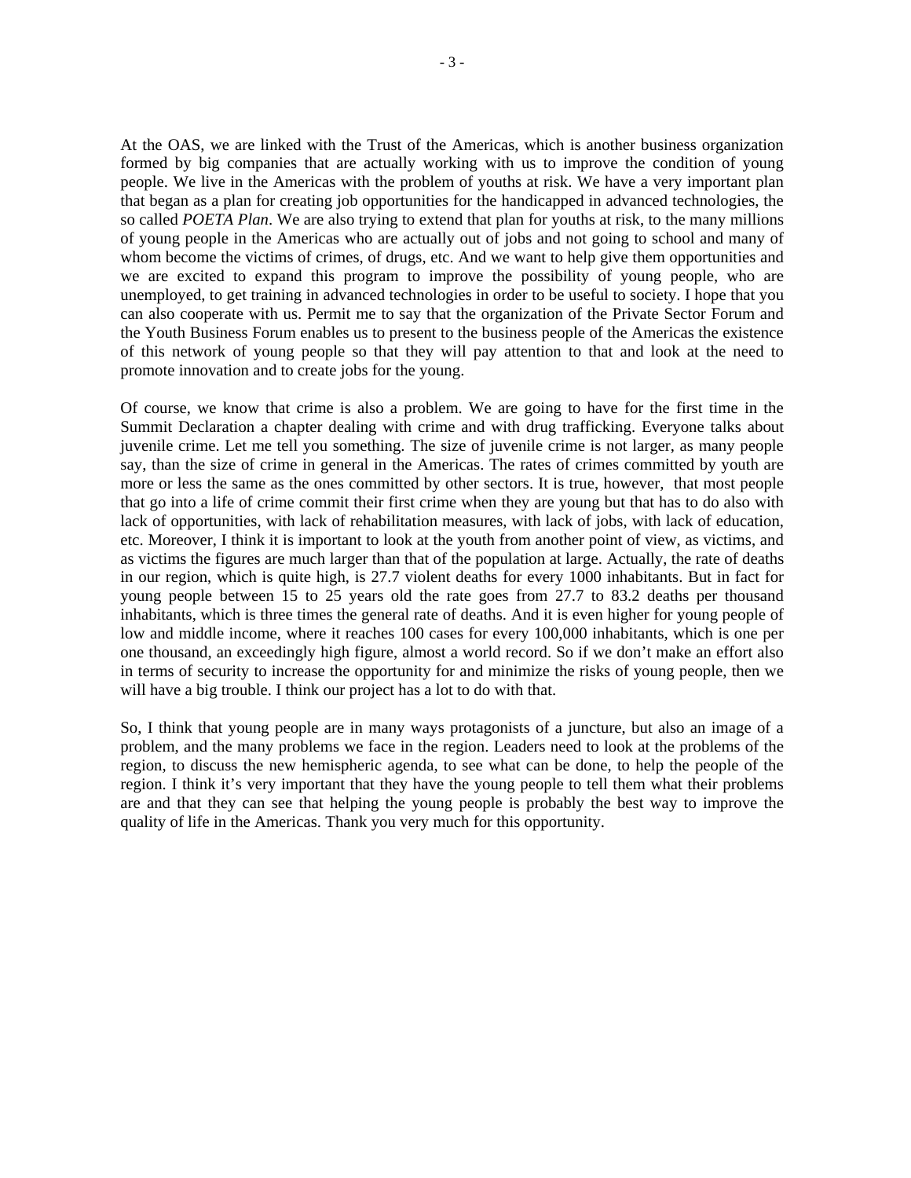At the OAS, we are linked with the Trust of the Americas, which is another business organization formed by big companies that are actually working with us to improve the condition of young people. We live in the Americas with the problem of youths at risk. We have a very important plan that began as a plan for creating job opportunities for the handicapped in advanced technologies, the so called *POETA Plan*. We are also trying to extend that plan for youths at risk, to the many millions of young people in the Americas who are actually out of jobs and not going to school and many of whom become the victims of crimes, of drugs, etc. And we want to help give them opportunities and we are excited to expand this program to improve the possibility of young people, who are unemployed, to get training in advanced technologies in order to be useful to society. I hope that you can also cooperate with us. Permit me to say that the organization of the Private Sector Forum and the Youth Business Forum enables us to present to the business people of the Americas the existence of this network of young people so that they will pay attention to that and look at the need to promote innovation and to create jobs for the young.

Of course, we know that crime is also a problem. We are going to have for the first time in the Summit Declaration a chapter dealing with crime and with drug trafficking. Everyone talks about juvenile crime. Let me tell you something. The size of juvenile crime is not larger, as many people say, than the size of crime in general in the Americas. The rates of crimes committed by youth are more or less the same as the ones committed by other sectors. It is true, however, that most people that go into a life of crime commit their first crime when they are young but that has to do also with lack of opportunities, with lack of rehabilitation measures, with lack of jobs, with lack of education, etc. Moreover, I think it is important to look at the youth from another point of view, as victims, and as victims the figures are much larger than that of the population at large. Actually, the rate of deaths in our region, which is quite high, is 27.7 violent deaths for every 1000 inhabitants. But in fact for young people between 15 to 25 years old the rate goes from 27.7 to 83.2 deaths per thousand inhabitants, which is three times the general rate of deaths. And it is even higher for young people of low and middle income, where it reaches 100 cases for every 100,000 inhabitants, which is one per one thousand, an exceedingly high figure, almost a world record. So if we don't make an effort also in terms of security to increase the opportunity for and minimize the risks of young people, then we will have a big trouble. I think our project has a lot to do with that.

So, I think that young people are in many ways protagonists of a juncture, but also an image of a problem, and the many problems we face in the region. Leaders need to look at the problems of the region, to discuss the new hemispheric agenda, to see what can be done, to help the people of the region. I think it's very important that they have the young people to tell them what their problems are and that they can see that helping the young people is probably the best way to improve the quality of life in the Americas. Thank you very much for this opportunity.